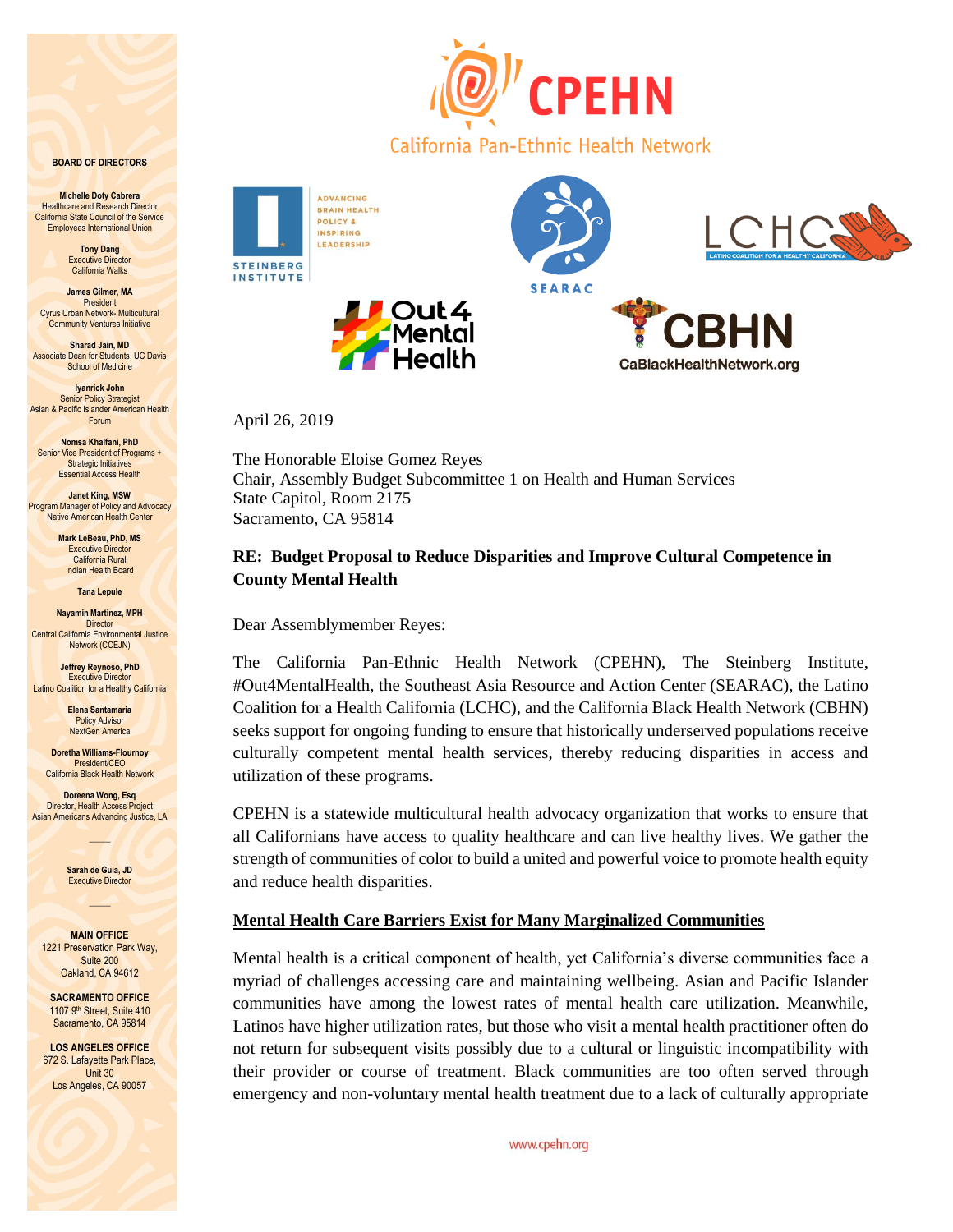# CPEHN

California Pan-Ethnic Health Network

STEINBERG INSTITUTE — ADVANCING BRAIN HEALTH POLICY & INSPIRING LEADERSHIP

SEARAC

LCHC — LATINO COALITION FOR A HEALTHY CALIFORNIA

#Out4MentalHealth

CBHN — CaBlackHealthNetwork.org

**BOARD OF DIRECTORS**

**Michelle Doty Cabrera**
Healthcare and Research Director
California State Council of the Service Employees International Union

**Tony Dang**
Executive Director
California Walks

**James Gilmer, MA**
President
Cyrus Urban Network- Multicultural Community Ventures Initiative

**Sharad Jain, MD**
Associate Dean for Students, UC Davis School of Medicine

**Iyanrick John**
Senior Policy Strategist
Asian & Pacific Islander American Health Forum

**Nomsa Khalfani, PhD**
Senior Vice President of Programs + Strategic Initiatives
Essential Access Health

**Janet King, MSW**
Program Manager of Policy and Advocacy
Native American Health Center

**Mark LeBeau, PhD, MS**
Executive Director
California Rural Indian Health Board

**Tana Lepule**

**Nayamin Martinez, MPH**
Director
Central California Environmental Justice Network (CCEJN)

**Jeffrey Reynoso, PhD**
Executive Director
Latino Coalition for a Healthy California

**Elena Santamaria**
Policy Advisor
NextGen America

**Doretha Williams-Flournoy**
President/CEO
California Black Health Network

**Doreena Wong, Esq**
Director, Health Access Project
Asian Americans Advancing Justice, LA

**Sarah de Guia, JD**
Executive Director

**MAIN OFFICE**
1221 Preservation Park Way, Suite 200
Oakland, CA 94612

**SACRAMENTO OFFICE**
1107 9th Street, Suite 410
Sacramento, CA 95814

**LOS ANGELES OFFICE**
672 S. Lafayette Park Place, Unit 30
Los Angeles, CA 90057

---

April 26, 2019

The Honorable Eloise Gomez Reyes
Chair, Assembly Budget Subcommittee 1 on Health and Human Services
State Capitol, Room 2175
Sacramento, CA 95814

**RE: Budget Proposal to Reduce Disparities and Improve Cultural Competence in County Mental Health**

Dear Assemblymember Reyes:

The California Pan-Ethnic Health Network (CPEHN), The Steinberg Institute, #Out4MentalHealth, the Southeast Asia Resource and Action Center (SEARAC), the Latino Coalition for a Health California (LCHC), and the California Black Health Network (CBHN) seeks support for ongoing funding to ensure that historically underserved populations receive culturally competent mental health services, thereby reducing disparities in access and utilization of these programs.

CPEHN is a statewide multicultural health advocacy organization that works to ensure that all Californians have access to quality healthcare and can live healthy lives. We gather the strength of communities of color to build a united and powerful voice to promote health equity and reduce health disparities.

<u>**Mental Health Care Barriers Exist for Many Marginalized Communities**</u>

Mental health is a critical component of health, yet California's diverse communities face a myriad of challenges accessing care and maintaining wellbeing. Asian and Pacific Islander communities have among the lowest rates of mental health care utilization. Meanwhile, Latinos have higher utilization rates, but those who visit a mental health practitioner often do not return for subsequent visits possibly due to a cultural or linguistic incompatibility with their provider or course of treatment. Black communities are too often served through emergency and non-voluntary mental health treatment due to a lack of culturally appropriate

www.cpehn.org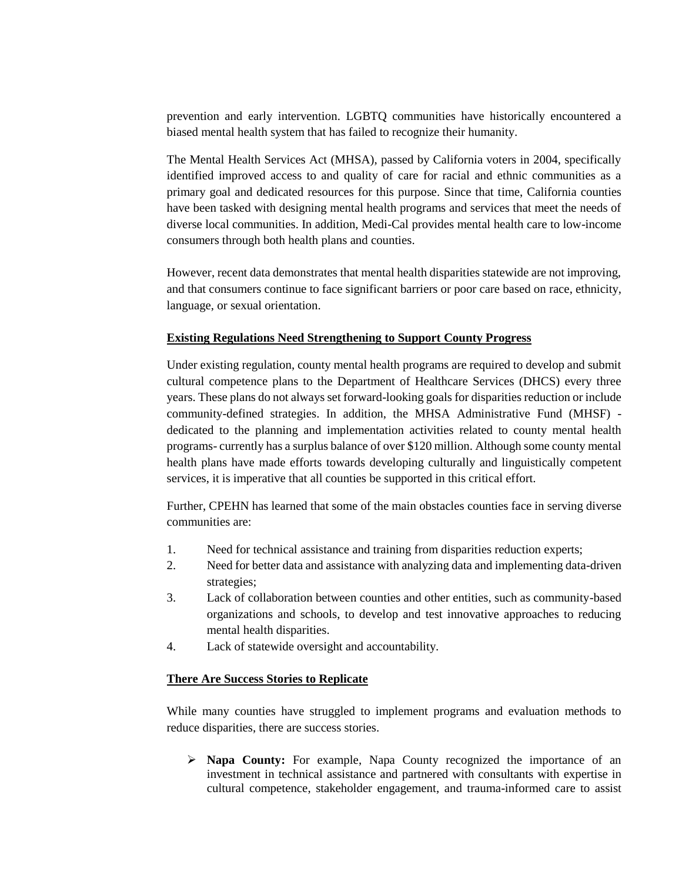prevention and early intervention. LGBTQ communities have historically encountered a biased mental health system that has failed to recognize their humanity.

The Mental Health Services Act (MHSA), passed by California voters in 2004, specifically identified improved access to and quality of care for racial and ethnic communities as a primary goal and dedicated resources for this purpose. Since that time, California counties have been tasked with designing mental health programs and services that meet the needs of diverse local communities. In addition, Medi-Cal provides mental health care to low-income consumers through both health plans and counties.

However, recent data demonstrates that mental health disparities statewide are not improving, and that consumers continue to face significant barriers or poor care based on race, ethnicity, language, or sexual orientation.

**Existing Regulations Need Strengthening to Support County Progress**

Under existing regulation, county mental health programs are required to develop and submit cultural competence plans to the Department of Healthcare Services (DHCS) every three years. These plans do not always set forward-looking goals for disparities reduction or include community-defined strategies. In addition, the MHSA Administrative Fund (MHSF) - dedicated to the planning and implementation activities related to county mental health programs- currently has a surplus balance of over $120 million. Although some county mental health plans have made efforts towards developing culturally and linguistically competent services, it is imperative that all counties be supported in this critical effort.

Further, CPEHN has learned that some of the main obstacles counties face in serving diverse communities are:

1. Need for technical assistance and training from disparities reduction experts;
2. Need for better data and assistance with analyzing data and implementing data-driven strategies;
3. Lack of collaboration between counties and other entities, such as community-based organizations and schools, to develop and test innovative approaches to reducing mental health disparities.
4. Lack of statewide oversight and accountability.

**There Are Success Stories to Replicate**

While many counties have struggled to implement programs and evaluation methods to reduce disparities, there are success stories.

- **Napa County:** For example, Napa County recognized the importance of an investment in technical assistance and partnered with consultants with expertise in cultural competence, stakeholder engagement, and trauma-informed care to assist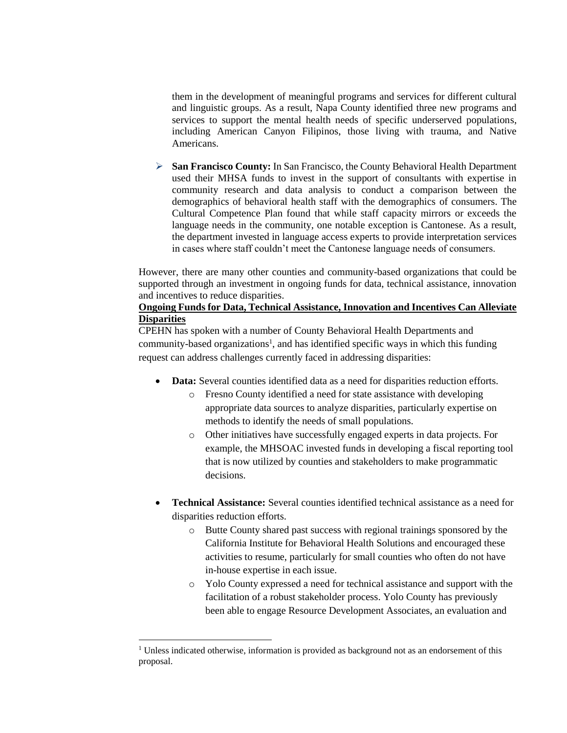them in the development of meaningful programs and services for different cultural and linguistic groups. As a result, Napa County identified three new programs and services to support the mental health needs of specific underserved populations, including American Canyon Filipinos, those living with trauma, and Native Americans.

- **San Francisco County:** In San Francisco, the County Behavioral Health Department used their MHSA funds to invest in the support of consultants with expertise in community research and data analysis to conduct a comparison between the demographics of behavioral health staff with the demographics of consumers. The Cultural Competence Plan found that while staff capacity mirrors or exceeds the language needs in the community, one notable exception is Cantonese. As a result, the department invested in language access experts to provide interpretation services in cases where staff couldn't meet the Cantonese language needs of consumers.

However, there are many other counties and community-based organizations that could be supported through an investment in ongoing funds for data, technical assistance, innovation and incentives to reduce disparities.

**Ongoing Funds for Data, Technical Assistance, Innovation and Incentives Can Alleviate Disparities**

CPEHN has spoken with a number of County Behavioral Health Departments and community-based organizations[1], and has identified specific ways in which this funding request can address challenges currently faced in addressing disparities:

- **Data:** Several counties identified data as a need for disparities reduction efforts.
  - Fresno County identified a need for state assistance with developing appropriate data sources to analyze disparities, particularly expertise on methods to identify the needs of small populations.
  - Other initiatives have successfully engaged experts in data projects. For example, the MHSOAC invested funds in developing a fiscal reporting tool that is now utilized by counties and stakeholders to make programmatic decisions.

- **Technical Assistance:** Several counties identified technical assistance as a need for disparities reduction efforts.
  - Butte County shared past success with regional trainings sponsored by the California Institute for Behavioral Health Solutions and encouraged these activities to resume, particularly for small counties who often do not have in-house expertise in each issue.
  - Yolo County expressed a need for technical assistance and support with the facilitation of a robust stakeholder process. Yolo County has previously been able to engage Resource Development Associates, an evaluation and

[1] Unless indicated otherwise, information is provided as background not as an endorsement of this proposal.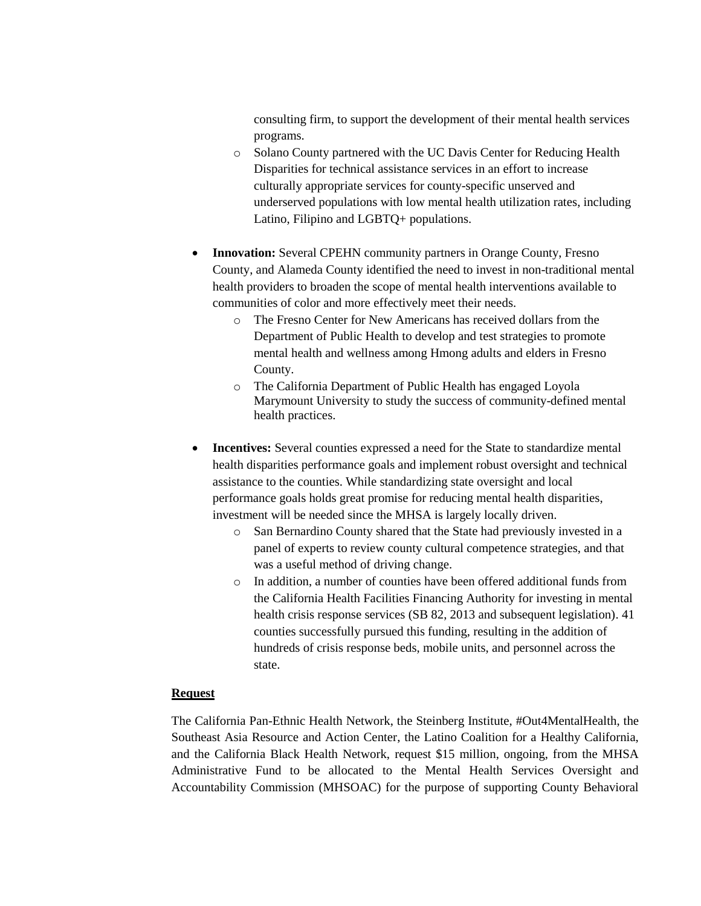- consulting firm, to support the development of their mental health services programs.
    - Solano County partnered with the UC Davis Center for Reducing Health Disparities for technical assistance services in an effort to increase culturally appropriate services for county-specific unserved and underserved populations with low mental health utilization rates, including Latino, Filipino and LGBTQ+ populations.

- **Innovation:** Several CPEHN community partners in Orange County, Fresno County, and Alameda County identified the need to invest in non-traditional mental health providers to broaden the scope of mental health interventions available to communities of color and more effectively meet their needs.
    - The Fresno Center for New Americans has received dollars from the Department of Public Health to develop and test strategies to promote mental health and wellness among Hmong adults and elders in Fresno County.
    - The California Department of Public Health has engaged Loyola Marymount University to study the success of community-defined mental health practices.

- **Incentives:** Several counties expressed a need for the State to standardize mental health disparities performance goals and implement robust oversight and technical assistance to the counties. While standardizing state oversight and local performance goals holds great promise for reducing mental health disparities, investment will be needed since the MHSA is largely locally driven.
    - San Bernardino County shared that the State had previously invested in a panel of experts to review county cultural competence strategies, and that was a useful method of driving change.
    - In addition, a number of counties have been offered additional funds from the California Health Facilities Financing Authority for investing in mental health crisis response services (SB 82, 2013 and subsequent legislation). 41 counties successfully pursued this funding, resulting in the addition of hundreds of crisis response beds, mobile units, and personnel across the state.

**Request**

The California Pan-Ethnic Health Network, the Steinberg Institute, #Out4MentalHealth, the Southeast Asia Resource and Action Center, the Latino Coalition for a Healthy California, and the California Black Health Network, request $15 million, ongoing, from the MHSA Administrative Fund to be allocated to the Mental Health Services Oversight and Accountability Commission (MHSOAC) for the purpose of supporting County Behavioral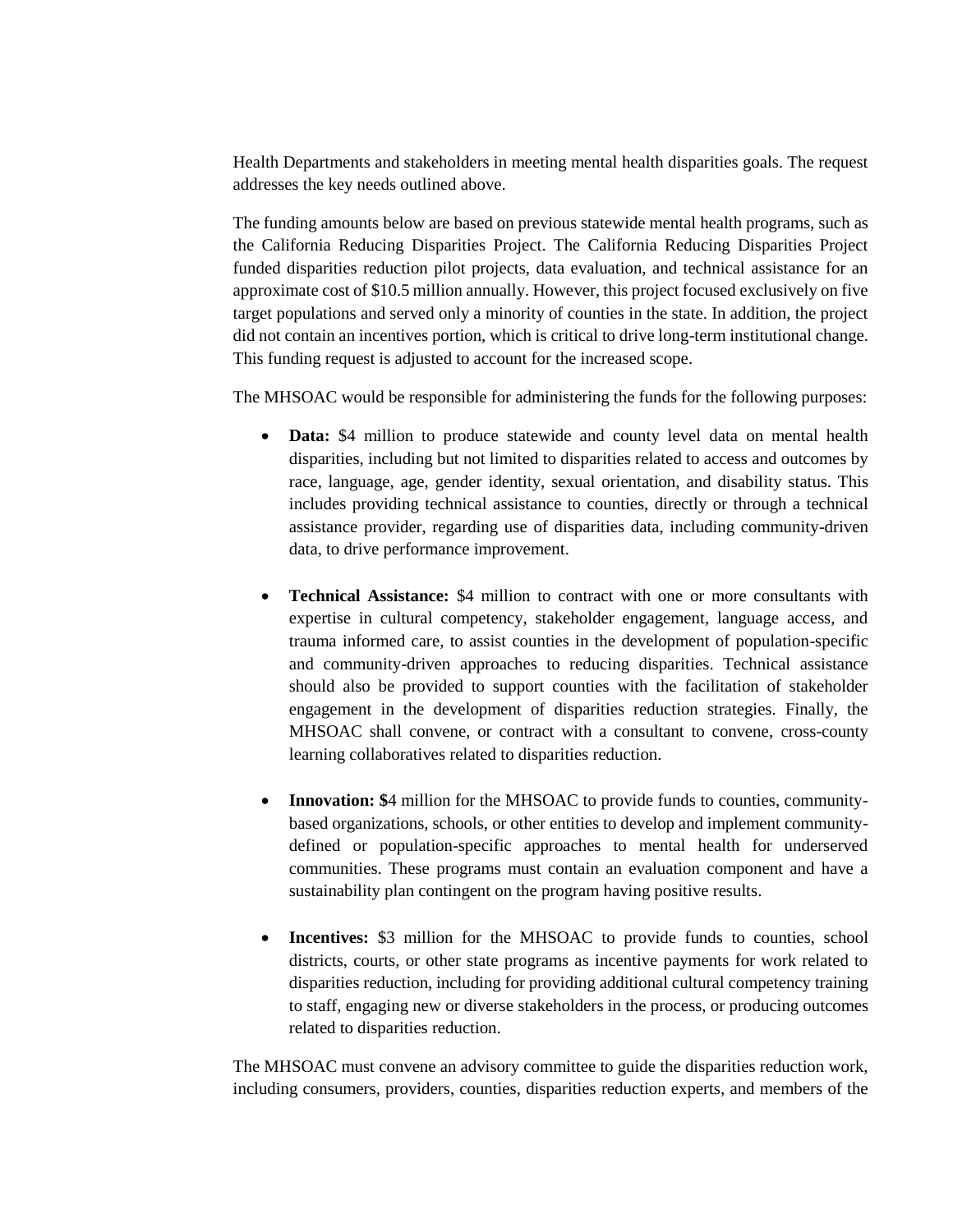Health Departments and stakeholders in meeting mental health disparities goals. The request addresses the key needs outlined above.

The funding amounts below are based on previous statewide mental health programs, such as the California Reducing Disparities Project. The California Reducing Disparities Project funded disparities reduction pilot projects, data evaluation, and technical assistance for an approximate cost of $10.5 million annually. However, this project focused exclusively on five target populations and served only a minority of counties in the state. In addition, the project did not contain an incentives portion, which is critical to drive long-term institutional change. This funding request is adjusted to account for the increased scope.

The MHSOAC would be responsible for administering the funds for the following purposes:

- **Data:** $4 million to produce statewide and county level data on mental health disparities, including but not limited to disparities related to access and outcomes by race, language, age, gender identity, sexual orientation, and disability status. This includes providing technical assistance to counties, directly or through a technical assistance provider, regarding use of disparities data, including community-driven data, to drive performance improvement.

- **Technical Assistance:** $4 million to contract with one or more consultants with expertise in cultural competency, stakeholder engagement, language access, and trauma informed care, to assist counties in the development of population-specific and community-driven approaches to reducing disparities. Technical assistance should also be provided to support counties with the facilitation of stakeholder engagement in the development of disparities reduction strategies. Finally, the MHSOAC shall convene, or contract with a consultant to convene, cross-county learning collaboratives related to disparities reduction.

- **Innovation: $**4 million for the MHSOAC to provide funds to counties, community-based organizations, schools, or other entities to develop and implement community-defined or population-specific approaches to mental health for underserved communities. These programs must contain an evaluation component and have a sustainability plan contingent on the program having positive results.

- **Incentives:** $3 million for the MHSOAC to provide funds to counties, school districts, courts, or other state programs as incentive payments for work related to disparities reduction, including for providing additional cultural competency training to staff, engaging new or diverse stakeholders in the process, or producing outcomes related to disparities reduction.

The MHSOAC must convene an advisory committee to guide the disparities reduction work, including consumers, providers, counties, disparities reduction experts, and members of the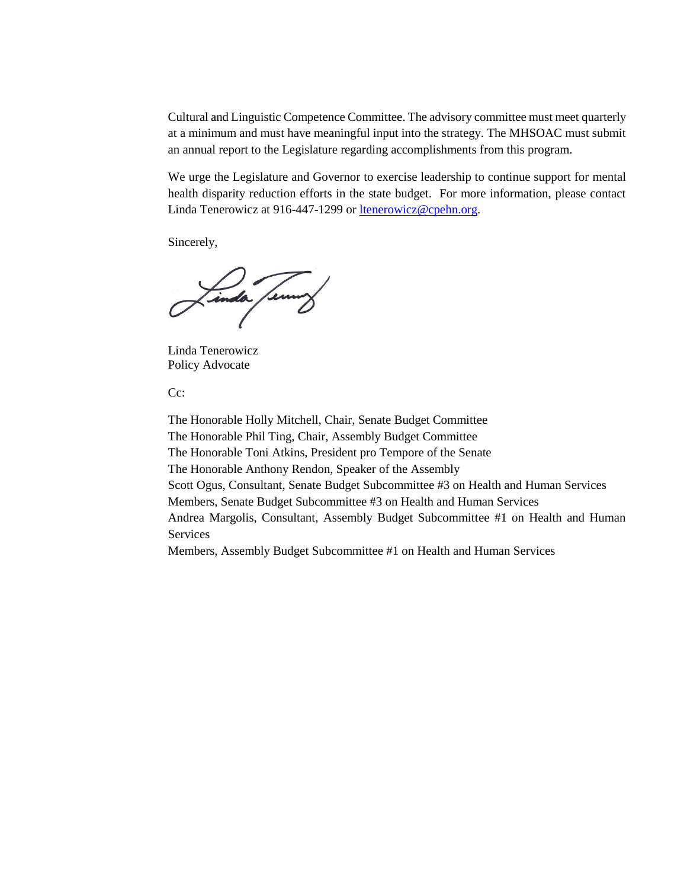Cultural and Linguistic Competence Committee. The advisory committee must meet quarterly at a minimum and must have meaningful input into the strategy. The MHSOAC must submit an annual report to the Legislature regarding accomplishments from this program.

We urge the Legislature and Governor to exercise leadership to continue support for mental health disparity reduction efforts in the state budget. For more information, please contact Linda Tenerowicz at 916-447-1299 or ltenerowicz@cpehn.org.

Sincerely,

Linda Tenerowicz
Policy Advocate

Cc:

The Honorable Holly Mitchell, Chair, Senate Budget Committee
The Honorable Phil Ting, Chair, Assembly Budget Committee
The Honorable Toni Atkins, President pro Tempore of the Senate
The Honorable Anthony Rendon, Speaker of the Assembly
Scott Ogus, Consultant, Senate Budget Subcommittee #3 on Health and Human Services
Members, Senate Budget Subcommittee #3 on Health and Human Services
Andrea Margolis, Consultant, Assembly Budget Subcommittee #1 on Health and Human Services
Members, Assembly Budget Subcommittee #1 on Health and Human Services